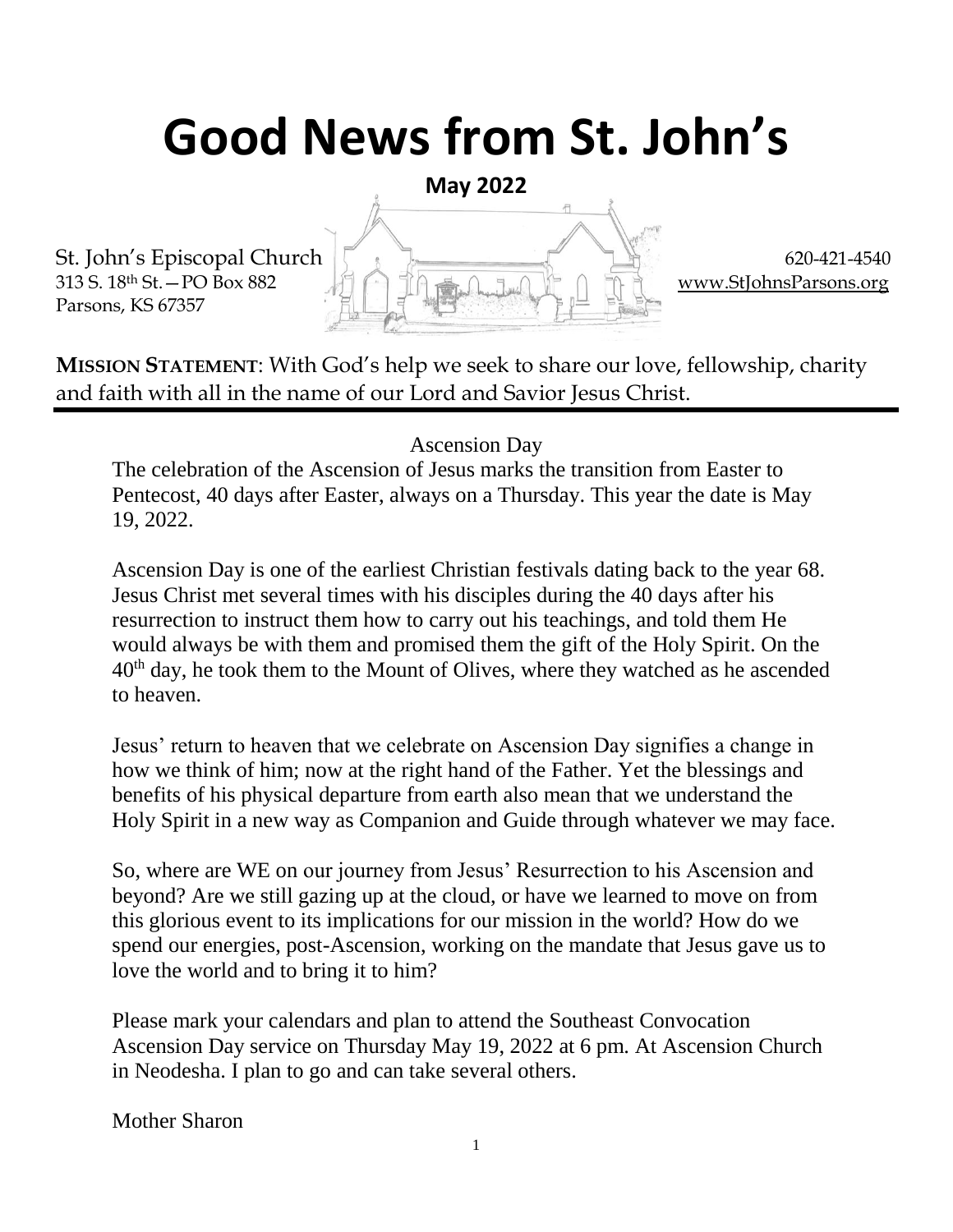# Good News from St. John's

**May 2022**

St. John's Episcopal Church
313 S. 18th St.—PO Box 882
Parsons, KS 67357

620-421-4540
www.StJohnsParsons.org

**MISSION STATEMENT**: With God's help we seek to share our love, fellowship, charity and faith with all in the name of our Lord and Savior Jesus Christ.

---

Ascension Day

The celebration of the Ascension of Jesus marks the transition from Easter to Pentecost, 40 days after Easter, always on a Thursday. This year the date is May 19, 2022.

Ascension Day is one of the earliest Christian festivals dating back to the year 68. Jesus Christ met several times with his disciples during the 40 days after his resurrection to instruct them how to carry out his teachings, and told them He would always be with them and promised them the gift of the Holy Spirit. On the 40th day, he took them to the Mount of Olives, where they watched as he ascended to heaven.

Jesus' return to heaven that we celebrate on Ascension Day signifies a change in how we think of him; now at the right hand of the Father. Yet the blessings and benefits of his physical departure from earth also mean that we understand the Holy Spirit in a new way as Companion and Guide through whatever we may face.

So, where are WE on our journey from Jesus' Resurrection to his Ascension and beyond? Are we still gazing up at the cloud, or have we learned to move on from this glorious event to its implications for our mission in the world? How do we spend our energies, post-Ascension, working on the mandate that Jesus gave us to love the world and to bring it to him?

Please mark your calendars and plan to attend the Southeast Convocation Ascension Day service on Thursday May 19, 2022 at 6 pm. At Ascension Church in Neodesha. I plan to go and can take several others.

Mother Sharon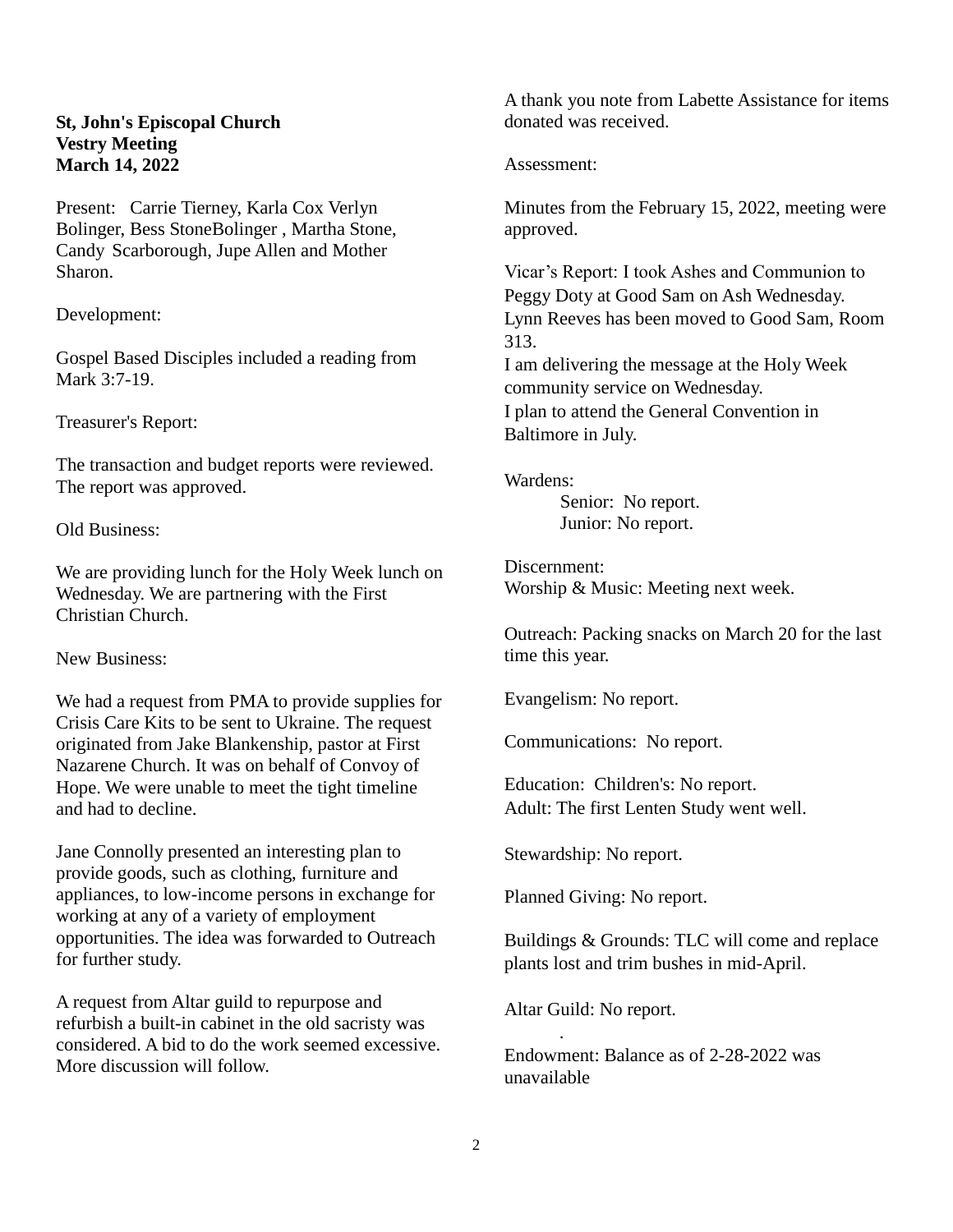**St, John's Episcopal Church**
**Vestry Meeting**
**March 14, 2022**

Present: Carrie Tierney, Karla Cox Verlyn Bolinger, Bess StoneBolinger , Martha Stone, Candy Scarborough, Jupe Allen and Mother Sharon.

Development:

Gospel Based Disciples included a reading from Mark 3:7-19.

Treasurer's Report:

The transaction and budget reports were reviewed. The report was approved.

Old Business:

We are providing lunch for the Holy Week lunch on Wednesday. We are partnering with the First Christian Church.

New Business:

We had a request from PMA to provide supplies for Crisis Care Kits to be sent to Ukraine. The request originated from Jake Blankenship, pastor at First Nazarene Church. It was on behalf of Convoy of Hope. We were unable to meet the tight timeline and had to decline.

Jane Connolly presented an interesting plan to provide goods, such as clothing, furniture and appliances, to low-income persons in exchange for working at any of a variety of employment opportunities. The idea was forwarded to Outreach for further study.

A request from Altar guild to repurpose and refurbish a built-in cabinet in the old sacristy was considered. A bid to do the work seemed excessive. More discussion will follow.

A thank you note from Labette Assistance for items donated was received.

Assessment:

Minutes from the February 15, 2022, meeting were approved.

Vicar's Report: I took Ashes and Communion to Peggy Doty at Good Sam on Ash Wednesday. Lynn Reeves has been moved to Good Sam, Room 313.
I am delivering the message at the Holy Week community service on Wednesday.
I plan to attend the General Convention in Baltimore in July.

Wardens:
Senior: No report.
Junior: No report.

Discernment:
Worship & Music: Meeting next week.

Outreach: Packing snacks on March 20 for the last time this year.

Evangelism: No report.

Communications: No report.

Education: Children's: No report.
Adult: The first Lenten Study went well.

Stewardship: No report.

Planned Giving: No report.

Buildings & Grounds: TLC will come and replace plants lost and trim bushes in mid-April.

Altar Guild: No report.

Endowment: Balance as of 2-28-2022 was unavailable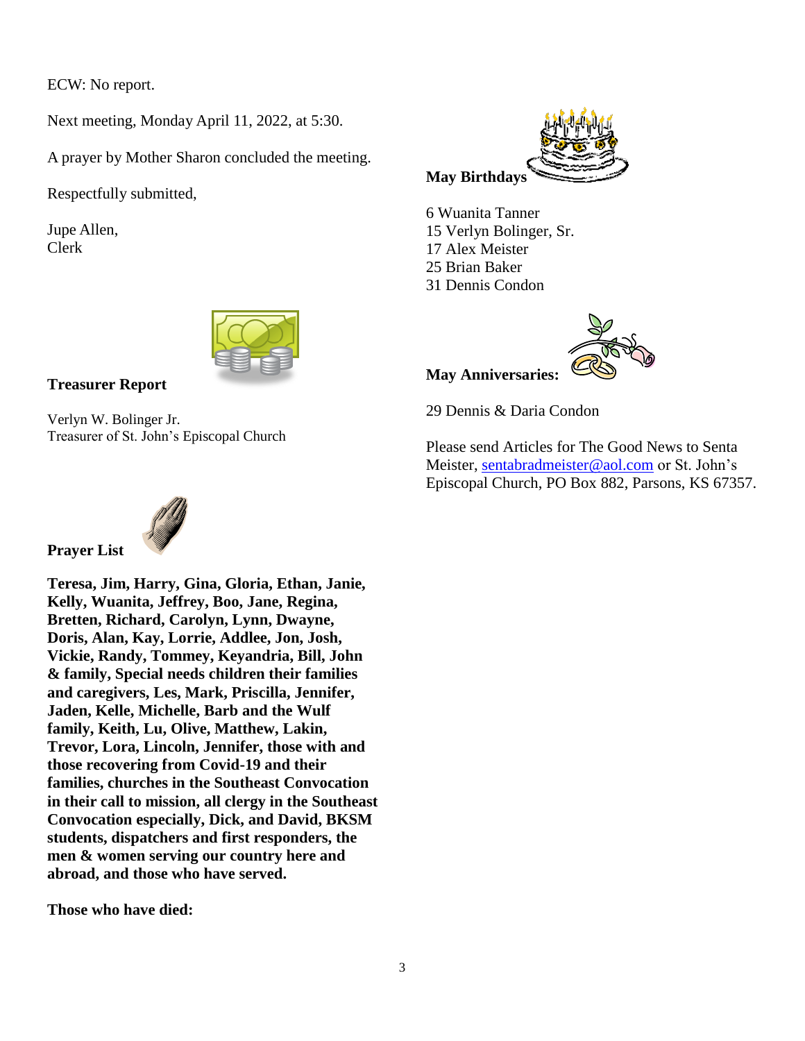ECW: No report.

Next meeting, Monday April 11, 2022, at 5:30.

A prayer by Mother Sharon concluded the meeting.

Respectfully submitted,

Jupe Allen,
Clerk

**Treasurer Report**

Verlyn W. Bolinger Jr.
Treasurer of St. John's Episcopal Church

**Prayer List**

**Teresa, Jim, Harry, Gina, Gloria, Ethan, Janie, Kelly, Wuanita, Jeffrey, Boo, Jane, Regina, Bretten, Richard, Carolyn, Lynn, Dwayne, Doris, Alan, Kay, Lorrie, Addlee, Jon, Josh, Vickie, Randy, Tommey, Keyandria, Bill, John & family, Special needs children their families and caregivers, Les, Mark, Priscilla, Jennifer, Jaden, Kelle, Michelle, Barb and the Wulf family, Keith, Lu, Olive, Matthew, Lakin, Trevor, Lora, Lincoln, Jennifer, those with and those recovering from Covid-19 and their families, churches in the Southeast Convocation in their call to mission, all clergy in the Southeast Convocation especially, Dick, and David, BKSM students, dispatchers and first responders, the men & women serving our country here and abroad, and those who have served.**

**Those who have died:**

**May Birthdays**

6 Wuanita Tanner
15 Verlyn Bolinger, Sr.
17 Alex Meister
25 Brian Baker
31 Dennis Condon

**May Anniversaries:**

29 Dennis & Daria Condon

Please send Articles for The Good News to Senta Meister, sentabradmeister@aol.com or St. John's Episcopal Church, PO Box 882, Parsons, KS 67357.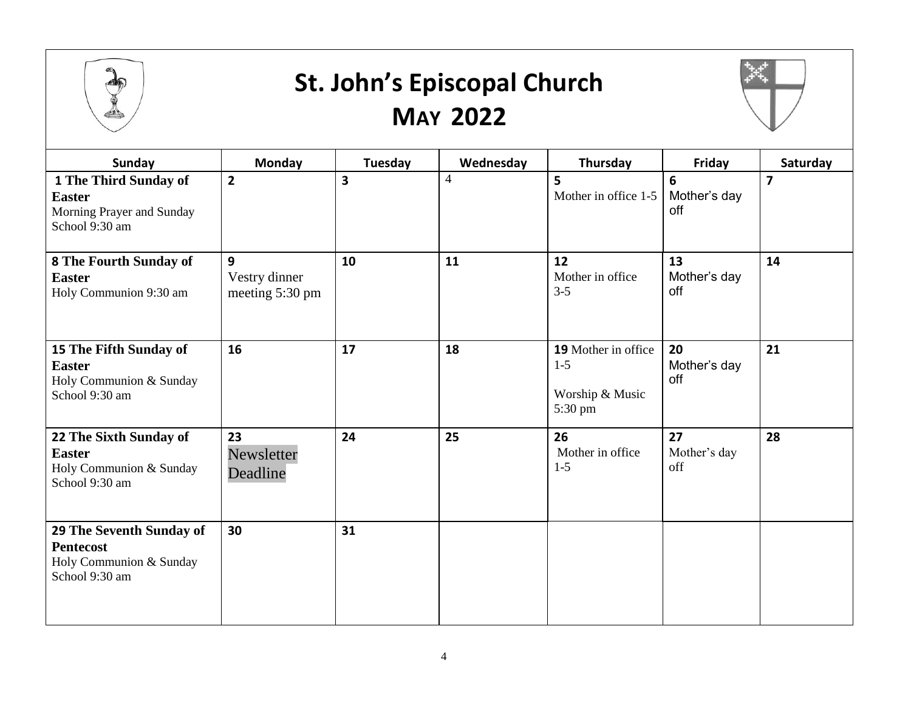# St. John's Episcopal Church

## MAY 2022

| Sunday | Monday | Tuesday | Wednesday | Thursday | Friday | Saturday |
|---|---|---|---|---|---|---|
| **1 The Third Sunday of Easter** Morning Prayer and Sunday School 9:30 am | **2** | **3** | 4 | **5** Mother in office 1-5 | **6** Mother's day off | **7** |
| **8 The Fourth Sunday of Easter** Holy Communion 9:30 am | **9** Vestry dinner meeting 5:30 pm | **10** | **11** | **12** Mother in office 3-5 | **13** Mother's day off | **14** |
| **15 The Fifth Sunday of Easter** Holy Communion & Sunday School 9:30 am | **16** | **17** | **18** | **19** Mother in office 1-5<br>Worship & Music 5:30 pm | **20** Mother's day off | **21** |
| **22 The Sixth Sunday of Easter** Holy Communion & Sunday School 9:30 am | **23** Newsletter Deadline | **24** | **25** | **26** Mother in office 1-5 | **27** Mother's day off | **28** |
| **29 The Seventh Sunday of Pentecost** Holy Communion & Sunday School 9:30 am | **30** | **31** | | | | |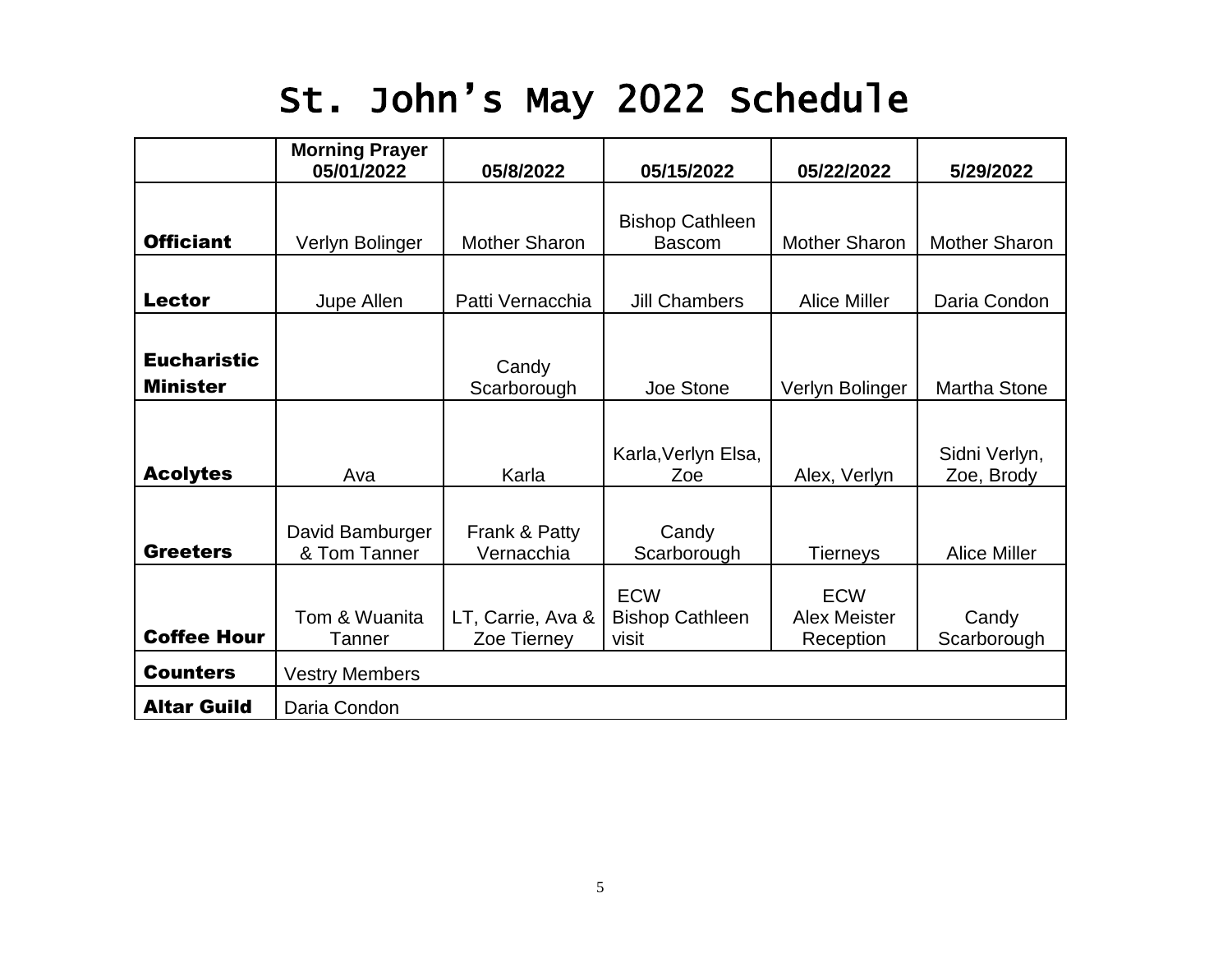# St. John's May 2022 Schedule

| | Morning Prayer 05/01/2022 | 05/8/2022 | 05/15/2022 | 05/22/2022 | 5/29/2022 |
|---|---|---|---|---|---|
| **Officiant** | Verlyn Bolinger | Mother Sharon | Bishop Cathleen Bascom | Mother Sharon | Mother Sharon |
| **Lector** | Jupe Allen | Patti Vernacchia | Jill Chambers | Alice Miller | Daria Condon |
| **Eucharistic Minister** | | Candy Scarborough | Joe Stone | Verlyn Bolinger | Martha Stone |
| **Acolytes** | Ava | Karla | Karla,Verlyn Elsa, Zoe | Alex, Verlyn | Sidni Verlyn, Zoe, Brody |
| **Greeters** | David Bamburger & Tom Tanner | Frank & Patty Vernacchia | Candy Scarborough | Tierneys | Alice Miller |
| **Coffee Hour** | Tom & Wuanita Tanner | LT, Carrie, Ava & Zoe Tierney | ECW Bishop Cathleen visit | ECW Alex Meister Reception | Candy Scarborough |
| **Counters** | Vestry Members | | | | |
| **Altar Guild** | Daria Condon | | | | |